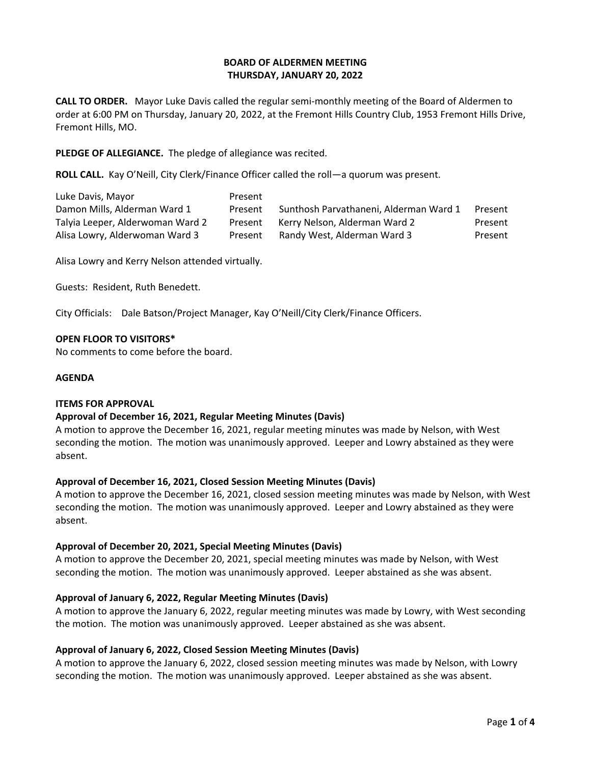**BOARD OF ALDERMEN MEETING**
**THURSDAY, JANUARY 20, 2022**

**CALL TO ORDER.** Mayor Luke Davis called the regular semi-monthly meeting of the Board of Aldermen to order at 6:00 PM on Thursday, January 20, 2022, at the Fremont Hills Country Club, 1953 Fremont Hills Drive, Fremont Hills, MO.

**PLEDGE OF ALLEGIANCE.** The pledge of allegiance was recited.

**ROLL CALL.** Kay O'Neill, City Clerk/Finance Officer called the roll—a quorum was present.

| | | | |
|---|---|---|---|
| Luke Davis, Mayor | Present | | |
| Damon Mills, Alderman Ward 1 | Present | Sunthosh Parvathaneni, Alderman Ward 1 | Present |
| Talyia Leeper, Alderwoman Ward 2 | Present | Kerry Nelson, Alderman Ward 2 | Present |
| Alisa Lowry, Alderwoman Ward 3 | Present | Randy West, Alderman Ward 3 | Present |

Alisa Lowry and Kerry Nelson attended virtually.

Guests: Resident, Ruth Benedett.

City Officials: Dale Batson/Project Manager, Kay O'Neill/City Clerk/Finance Officers.

**OPEN FLOOR TO VISITORS***
No comments to come before the board.

**AGENDA**

**ITEMS FOR APPROVAL**

**Approval of December 16, 2021, Regular Meeting Minutes (Davis)**
A motion to approve the December 16, 2021, regular meeting minutes was made by Nelson, with West seconding the motion. The motion was unanimously approved. Leeper and Lowry abstained as they were absent.

**Approval of December 16, 2021, Closed Session Meeting Minutes (Davis)**
A motion to approve the December 16, 2021, closed session meeting minutes was made by Nelson, with West seconding the motion. The motion was unanimously approved. Leeper and Lowry abstained as they were absent.

**Approval of December 20, 2021, Special Meeting Minutes (Davis)**
A motion to approve the December 20, 2021, special meeting minutes was made by Nelson, with West seconding the motion. The motion was unanimously approved. Leeper abstained as she was absent.

**Approval of January 6, 2022, Regular Meeting Minutes (Davis)**
A motion to approve the January 6, 2022, regular meeting minutes was made by Lowry, with West seconding the motion. The motion was unanimously approved. Leeper abstained as she was absent.

**Approval of January 6, 2022, Closed Session Meeting Minutes (Davis)**
A motion to approve the January 6, 2022, closed session meeting minutes was made by Nelson, with Lowry seconding the motion. The motion was unanimously approved. Leeper abstained as she was absent.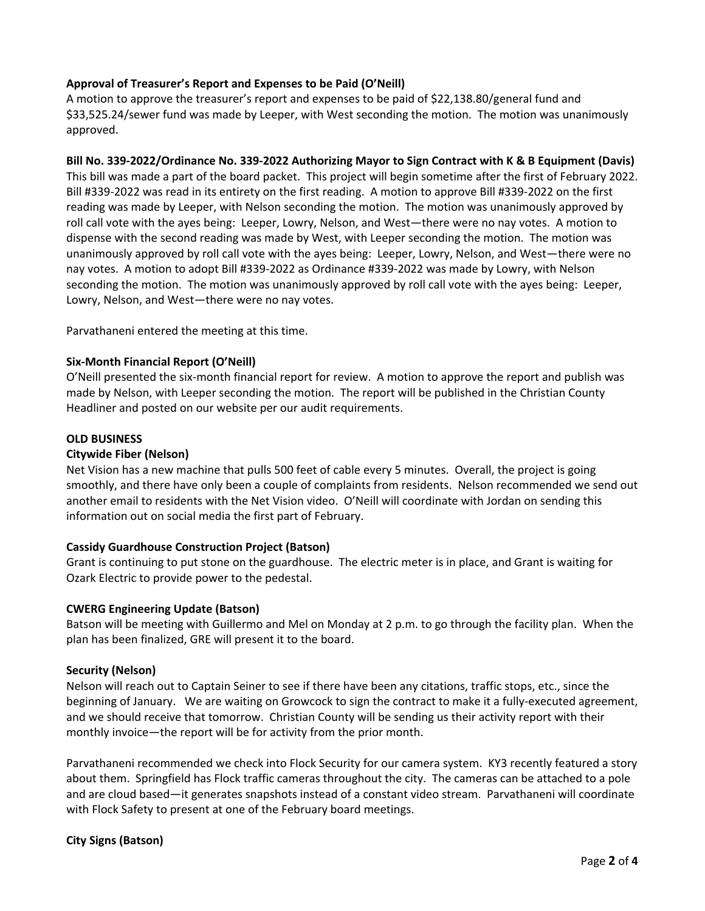**Approval of Treasurer's Report and Expenses to be Paid (O'Neill)**

A motion to approve the treasurer's report and expenses to be paid of $22,138.80/general fund and $33,525.24/sewer fund was made by Leeper, with West seconding the motion. The motion was unanimously approved.

**Bill No. 339-2022/Ordinance No. 339-2022 Authorizing Mayor to Sign Contract with K & B Equipment (Davis)**

This bill was made a part of the board packet. This project will begin sometime after the first of February 2022. Bill #339-2022 was read in its entirety on the first reading. A motion to approve Bill #339-2022 on the first reading was made by Leeper, with Nelson seconding the motion. The motion was unanimously approved by roll call vote with the ayes being: Leeper, Lowry, Nelson, and West—there were no nay votes. A motion to dispense with the second reading was made by West, with Leeper seconding the motion. The motion was unanimously approved by roll call vote with the ayes being: Leeper, Lowry, Nelson, and West—there were no nay votes. A motion to adopt Bill #339-2022 as Ordinance #339-2022 was made by Lowry, with Nelson seconding the motion. The motion was unanimously approved by roll call vote with the ayes being: Leeper, Lowry, Nelson, and West—there were no nay votes.

Parvathaneni entered the meeting at this time.

**Six-Month Financial Report (O'Neill)**

O'Neill presented the six-month financial report for review. A motion to approve the report and publish was made by Nelson, with Leeper seconding the motion. The report will be published in the Christian County Headliner and posted on our website per our audit requirements.

**OLD BUSINESS**

**Citywide Fiber (Nelson)**

Net Vision has a new machine that pulls 500 feet of cable every 5 minutes. Overall, the project is going smoothly, and there have only been a couple of complaints from residents. Nelson recommended we send out another email to residents with the Net Vision video. O'Neill will coordinate with Jordan on sending this information out on social media the first part of February.

**Cassidy Guardhouse Construction Project (Batson)**

Grant is continuing to put stone on the guardhouse. The electric meter is in place, and Grant is waiting for Ozark Electric to provide power to the pedestal.

**CWERG Engineering Update (Batson)**

Batson will be meeting with Guillermo and Mel on Monday at 2 p.m. to go through the facility plan. When the plan has been finalized, GRE will present it to the board.

**Security (Nelson)**

Nelson will reach out to Captain Seiner to see if there have been any citations, traffic stops, etc., since the beginning of January. We are waiting on Growcock to sign the contract to make it a fully-executed agreement, and we should receive that tomorrow. Christian County will be sending us their activity report with their monthly invoice—the report will be for activity from the prior month.

Parvathaneni recommended we check into Flock Security for our camera system. KY3 recently featured a story about them. Springfield has Flock traffic cameras throughout the city. The cameras can be attached to a pole and are cloud based—it generates snapshots instead of a constant video stream. Parvathaneni will coordinate with Flock Safety to present at one of the February board meetings.

**City Signs (Batson)**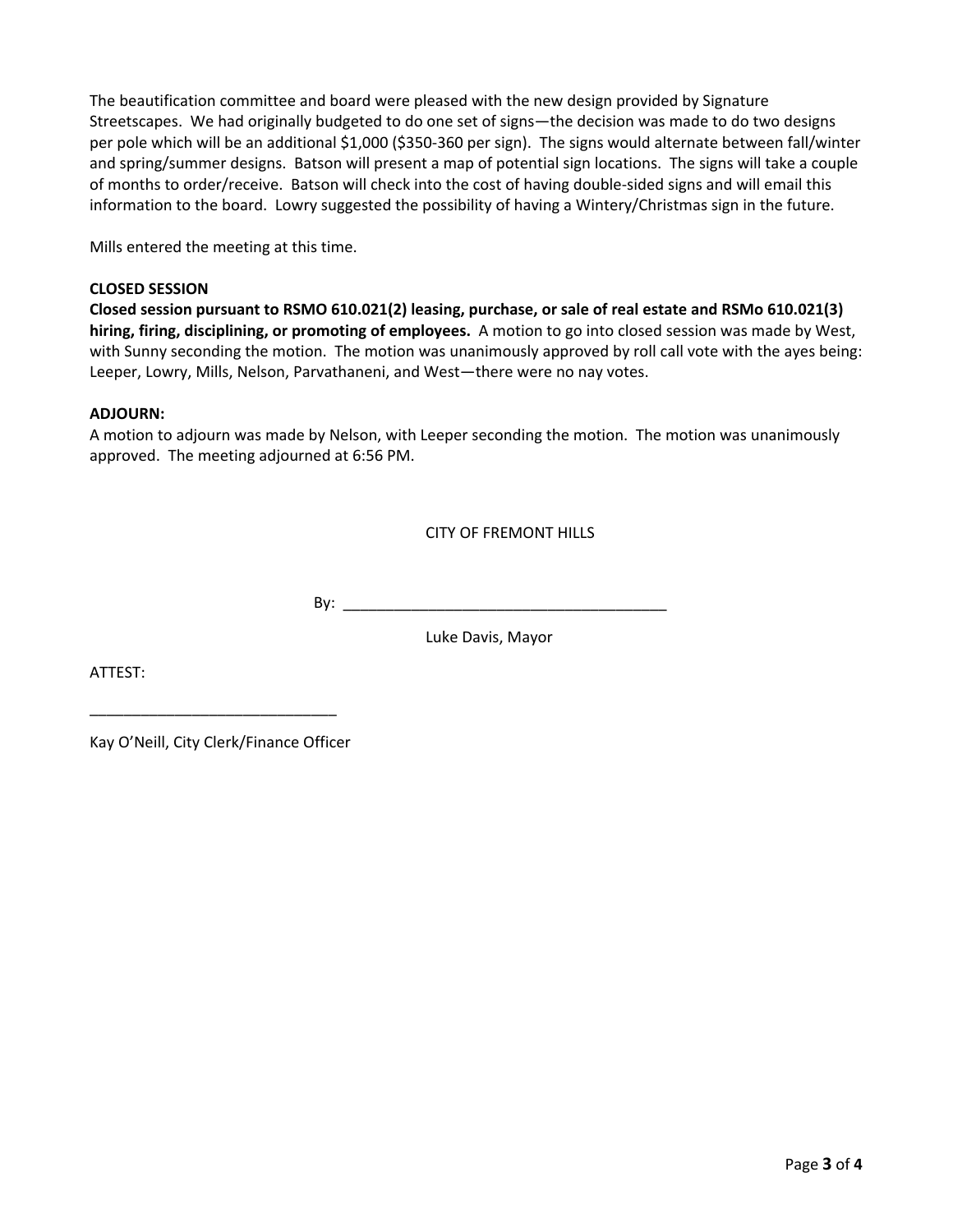The beautification committee and board were pleased with the new design provided by Signature Streetscapes. We had originally budgeted to do one set of signs—the decision was made to do two designs per pole which will be an additional $1,000 ($350-360 per sign). The signs would alternate between fall/winter and spring/summer designs. Batson will present a map of potential sign locations. The signs will take a couple of months to order/receive. Batson will check into the cost of having double-sided signs and will email this information to the board. Lowry suggested the possibility of having a Wintery/Christmas sign in the future.

Mills entered the meeting at this time.

**CLOSED SESSION**

**Closed session pursuant to RSMO 610.021(2) leasing, purchase, or sale of real estate and RSMo 610.021(3) hiring, firing, disciplining, or promoting of employees.** A motion to go into closed session was made by West, with Sunny seconding the motion. The motion was unanimously approved by roll call vote with the ayes being: Leeper, Lowry, Mills, Nelson, Parvathaneni, and West—there were no nay votes.

**ADJOURN:**

A motion to adjourn was made by Nelson, with Leeper seconding the motion. The motion was unanimously approved. The meeting adjourned at 6:56 PM.

CITY OF FREMONT HILLS

By: ______________________________________

Luke Davis, Mayor

ATTEST:

_____________________________

Kay O'Neill, City Clerk/Finance Officer